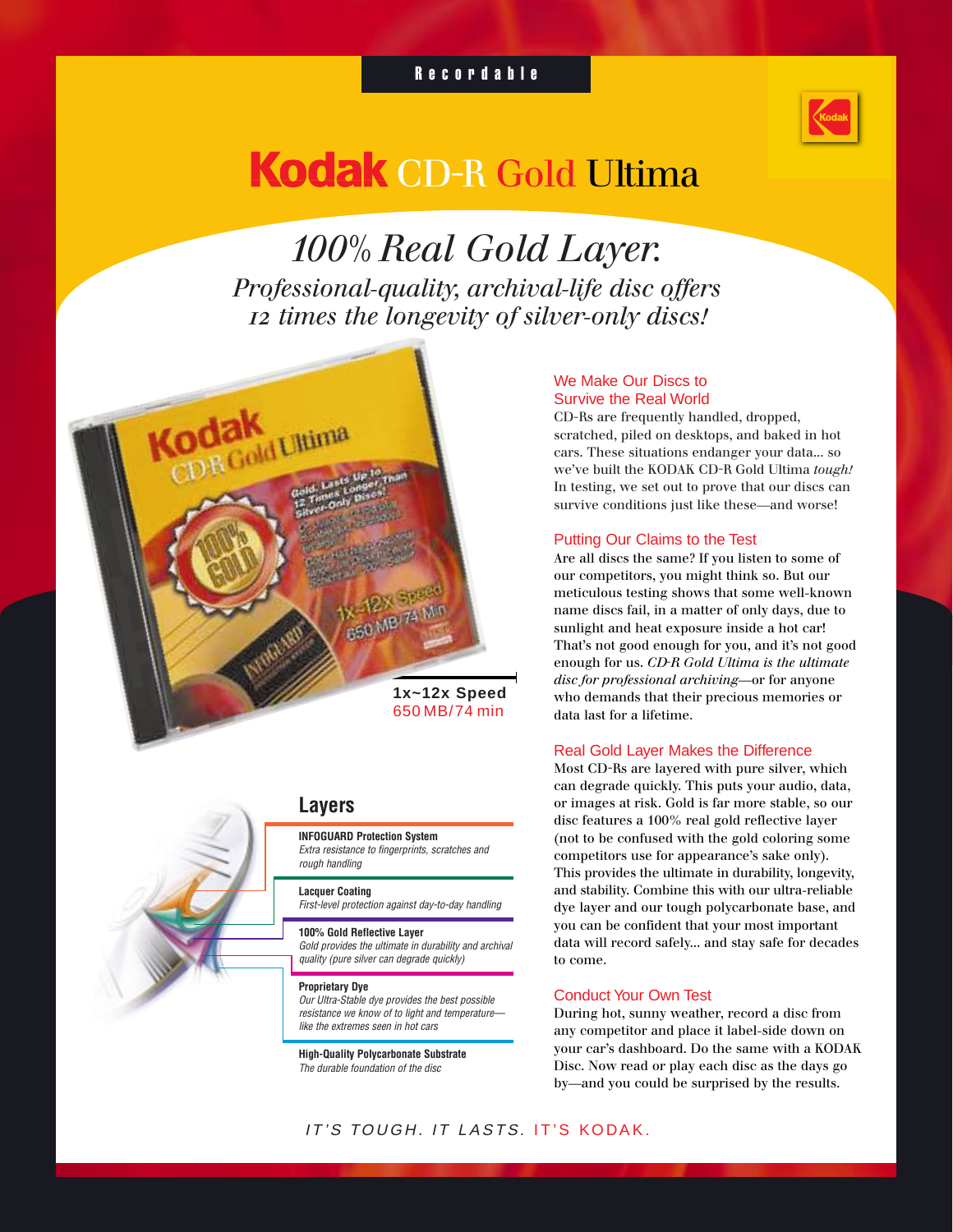Recordable

# Kodak CD-R Gold Ultima

## *100% Real Gold Layer.*

*Professional-quality, archival-life disc offers 12 times the longevity of silver-only discs!*

**1x~12x Speed**
650 MB/74 min

### Layers

**INFOGUARD Protection System**
*Extra resistance to fingerprints, scratches and rough handling*

**Lacquer Coating**
*First-level protection against day-to-day handling*

**100% Gold Reflective Layer**
*Gold provides the ultimate in durability and archival quality (pure silver can degrade quickly)*

**Proprietary Dye**
*Our Ultra-Stable dye provides the best possible resistance we know of to light and temperature—like the extremes seen in hot cars*

**High-Quality Polycarbonate Substrate**
*The durable foundation of the disc*

### We Make Our Discs to Survive the Real World

CD-Rs are frequently handled, dropped, scratched, piled on desktops, and baked in hot cars. These situations endanger your data... so we've built the KODAK CD-R Gold Ultima *tough!* In testing, we set out to prove that our discs can survive conditions just like these—and worse!

### Putting Our Claims to the Test

Are all discs the same? If you listen to some of our competitors, you might think so. But our meticulous testing shows that some well-known name discs fail, in a matter of only days, due to sunlight and heat exposure inside a hot car! That's not good enough for you, and it's not good enough for us. *CD-R Gold Ultima is the ultimate disc for professional archiving*—or for anyone who demands that their precious memories or data last for a lifetime.

### Real Gold Layer Makes the Difference

Most CD-Rs are layered with pure silver, which can degrade quickly. This puts your audio, data, or images at risk. Gold is far more stable, so our disc features a 100% real gold reflective layer (not to be confused with the gold coloring some competitors use for appearance's sake only). This provides the ultimate in durability, longevity, and stability. Combine this with our ultra-reliable dye layer and our tough polycarbonate base, and you can be confident that your most important data will record safely... and stay safe for decades to come.

### Conduct Your Own Test

During hot, sunny weather, record a disc from any competitor and place it label-side down on your car's dashboard. Do the same with a KODAK Disc. Now read or play each disc as the days go by—and you could be surprised by the results.

*IT'S TOUGH. IT LASTS. IT'S KODAK.*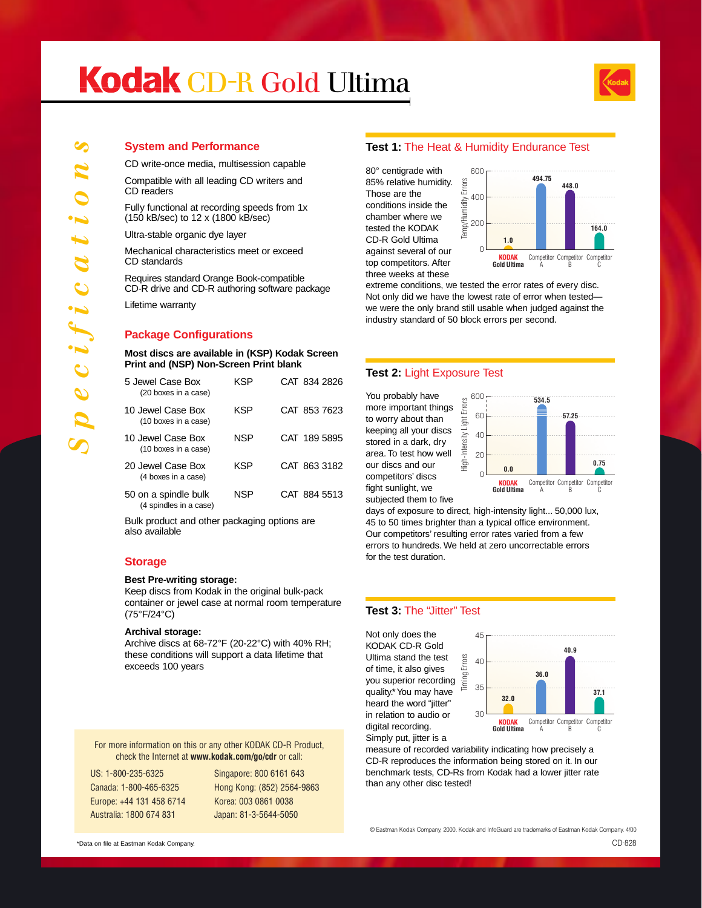# Kodak CD-R Gold Ultima

*Specifications*

## System and Performance

CD write-once media, multisession capable

Compatible with all leading CD writers and CD readers

Fully functional at recording speeds from 1x (150 kB/sec) to 12 x (1800 kB/sec)

Ultra-stable organic dye layer

Mechanical characteristics meet or exceed CD standards

Requires standard Orange Book-compatible CD-R drive and CD-R authoring software package

Lifetime warranty

## Package Configurations

**Most discs are available in (KSP) Kodak Screen Print and (NSP) Non-Screen Print blank**

| | | |
|---|---|---|
| 5 Jewel Case Box (20 boxes in a case) | KSP | CAT 834 2826 |
| 10 Jewel Case Box (10 boxes in a case) | KSP | CAT 853 7623 |
| 10 Jewel Case Box (10 boxes in a case) | NSP | CAT 189 5895 |
| 20 Jewel Case Box (4 boxes in a case) | KSP | CAT 863 3182 |
| 50 on a spindle bulk (4 spindles in a case) | NSP | CAT 884 5513 |

Bulk product and other packaging options are also available

## Storage

**Best Pre-writing storage:**
Keep discs from Kodak in the original bulk-pack container or jewel case at normal room temperature (75°F/24°C)

**Archival storage:**
Archive discs at 68-72°F (20-22°C) with 40% RH; these conditions will support a data lifetime that exceeds 100 years

For more information on this or any other KODAK CD-R Product, check the Internet at **www.kodak.com/go/cdr** or call:

| | |
|---|---|
| US: 1-800-235-6325 | Singapore: 800 6161 643 |
| Canada: 1-800-465-6325 | Hong Kong: (852) 2564-9863 |
| Europe: +44 131 458 6714 | Korea: 003 0861 0038 |
| Australia: 1800 674 831 | Japan: 81-3-5644-5050 |

## Test 1: The Heat & Humidity Endurance Test

Temp/Humidity Errors
600
400
200
0
1.0
494.75
448.0
164.0
KODAK Gold Ultima
Competitor A
Competitor B
Competitor C

80° centigrade with 85% relative humidity. Those are the conditions inside the chamber where we tested the KODAK CD-R Gold Ultima against several of our top competitors. After three weeks at these extreme conditions, we tested the error rates of every disc. Not only did we have the lowest rate of error when tested—we were the only brand still usable when judged against the industry standard of 50 block errors per second.

## Test 2: Light Exposure Test

High-Intensity Light Errors
600
60
40
20
0
0.0
534.5
57.25
0.75
KODAK Gold Ultima
Competitor A
Competitor B
Competitor C

You probably have more important things to worry about than keeping all your discs stored in a dark, dry area. To test how well our discs and our competitors' discs fight sunlight, we subjected them to five days of exposure to direct, high-intensity light... 50,000 lux, 45 to 50 times brighter than a typical office environment. Our competitors' resulting error rates varied from a few errors to hundreds. We held at zero uncorrectable errors for the test duration.

## Test 3: The "Jitter" Test

Timing Errors
45
40
35
30
32.0
36.0
40.9
37.1
KODAK Gold Ultima
Competitor A
Competitor B
Competitor C

Not only does the KODAK CD-R Gold Ultima stand the test of time, it also gives you superior recording quality.* You may have heard the word "jitter" in relation to audio or digital recording. Simply put, jitter is a measure of recorded variability indicating how precisely a CD-R reproduces the information being stored on it. In our benchmark tests, CD-Rs from Kodak had a lower jitter rate than any other disc tested!

*Data on file at Eastman Kodak Company.

© Eastman Kodak Company, 2000. Kodak and InfoGuard are trademarks of Eastman Kodak Company. 4/00

CD-828